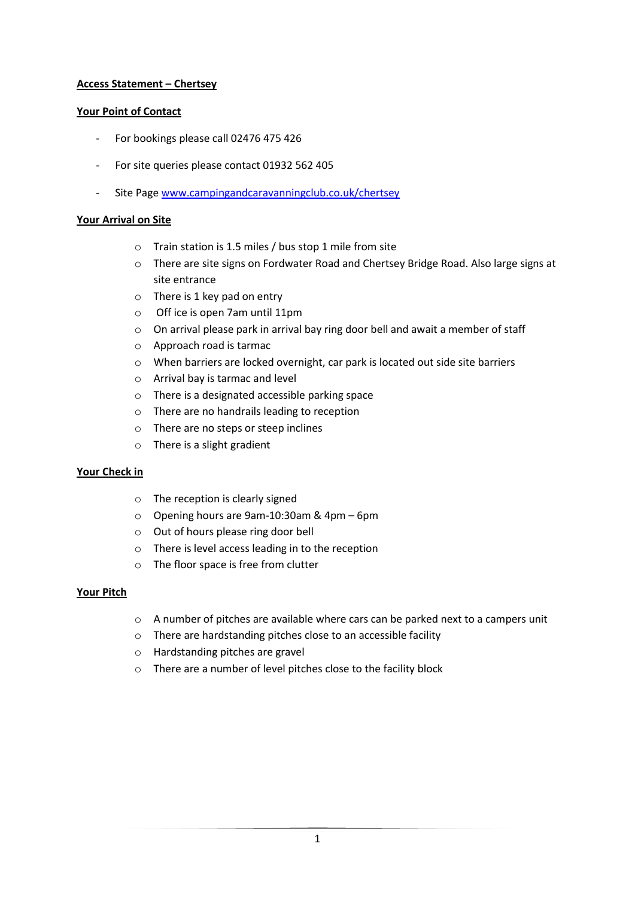**Access Statement – Chertsey**

**Your Point of Contact**

- For bookings please call 02476 475 426
- For site queries please contact 01932 562 405
- Site Page [www.campingandcaravanningclub.co.uk/chertsey](http://www.campingandcaravanningclub.co.uk/chertsey)

**Your Arrival on Site**

- Train station is 1.5 miles / bus stop 1 mile from site
- There are site signs on Fordwater Road and Chertsey Bridge Road. Also large signs at site entrance
- There is 1 key pad on entry
- Off ice is open 7am until 11pm
- On arrival please park in arrival bay ring door bell and await a member of staff
- Approach road is tarmac
- When barriers are locked overnight, car park is located out side site barriers
- Arrival bay is tarmac and level
- There is a designated accessible parking space
- There are no handrails leading to reception
- There are no steps or steep inclines
- There is a slight gradient

**Your Check in**

- The reception is clearly signed
- Opening hours are 9am-10:30am & 4pm – 6pm
- Out of hours please ring door bell
- There is level access leading in to the reception
- The floor space is free from clutter

**Your Pitch**

- A number of pitches are available where cars can be parked next to a campers unit
- There are hardstanding pitches close to an accessible facility
- Hardstanding pitches are gravel
- There are a number of level pitches close to the facility block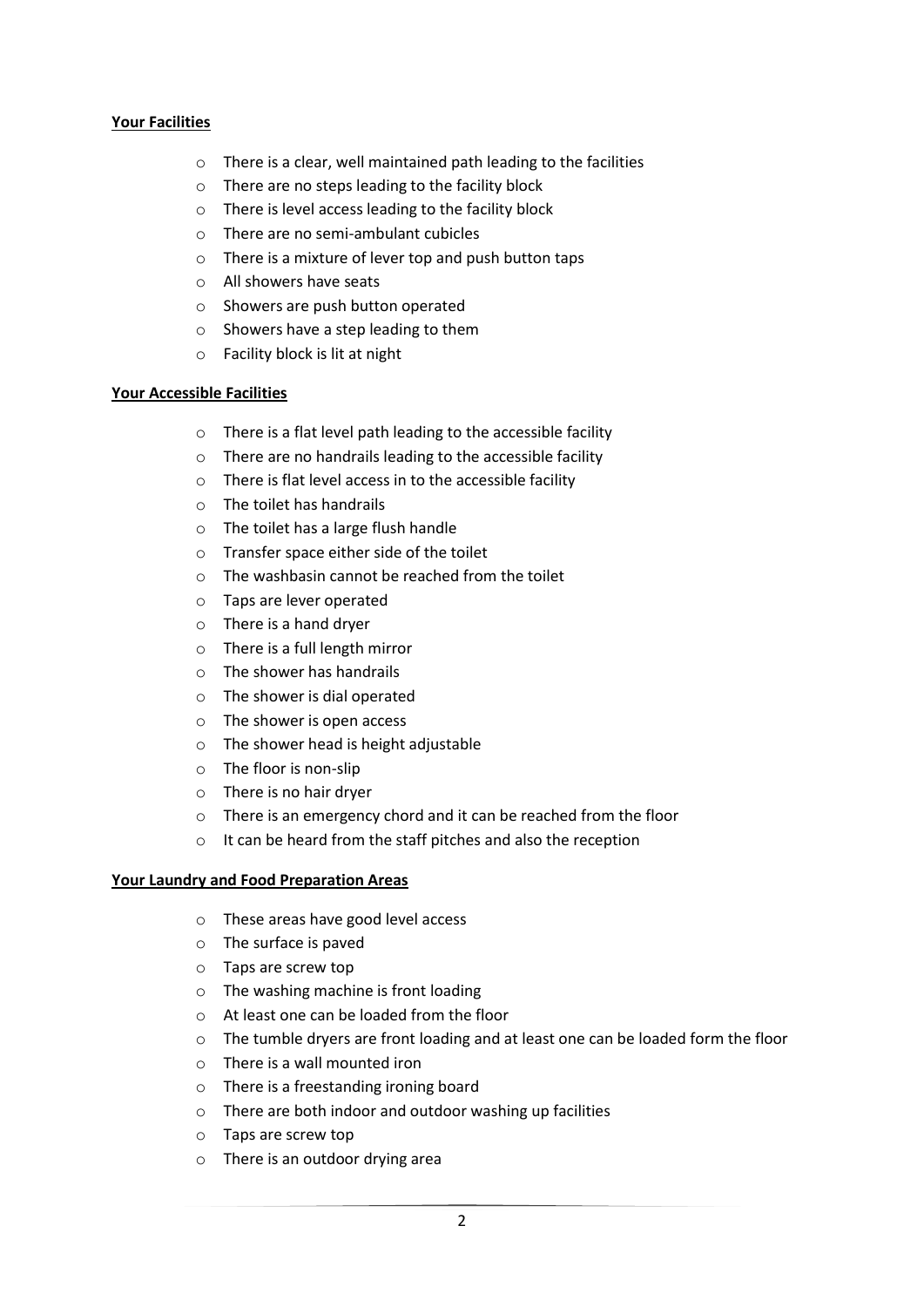**Your Facilities**

- There is a clear, well maintained path leading to the facilities
- There are no steps leading to the facility block
- There is level access leading to the facility block
- There are no semi-ambulant cubicles
- There is a mixture of lever top and push button taps
- All showers have seats
- Showers are push button operated
- Showers have a step leading to them
- Facility block is lit at night

**Your Accessible Facilities**

- There is a flat level path leading to the accessible facility
- There are no handrails leading to the accessible facility
- There is flat level access in to the accessible facility
- The toilet has handrails
- The toilet has a large flush handle
- Transfer space either side of the toilet
- The washbasin cannot be reached from the toilet
- Taps are lever operated
- There is a hand dryer
- There is a full length mirror
- The shower has handrails
- The shower is dial operated
- The shower is open access
- The shower head is height adjustable
- The floor is non-slip
- There is no hair dryer
- There is an emergency chord and it can be reached from the floor
- It can be heard from the staff pitches and also the reception

**Your Laundry and Food Preparation Areas**

- These areas have good level access
- The surface is paved
- Taps are screw top
- The washing machine is front loading
- At least one can be loaded from the floor
- The tumble dryers are front loading and at least one can be loaded form the floor
- There is a wall mounted iron
- There is a freestanding ironing board
- There are both indoor and outdoor washing up facilities
- Taps are screw top
- There is an outdoor drying area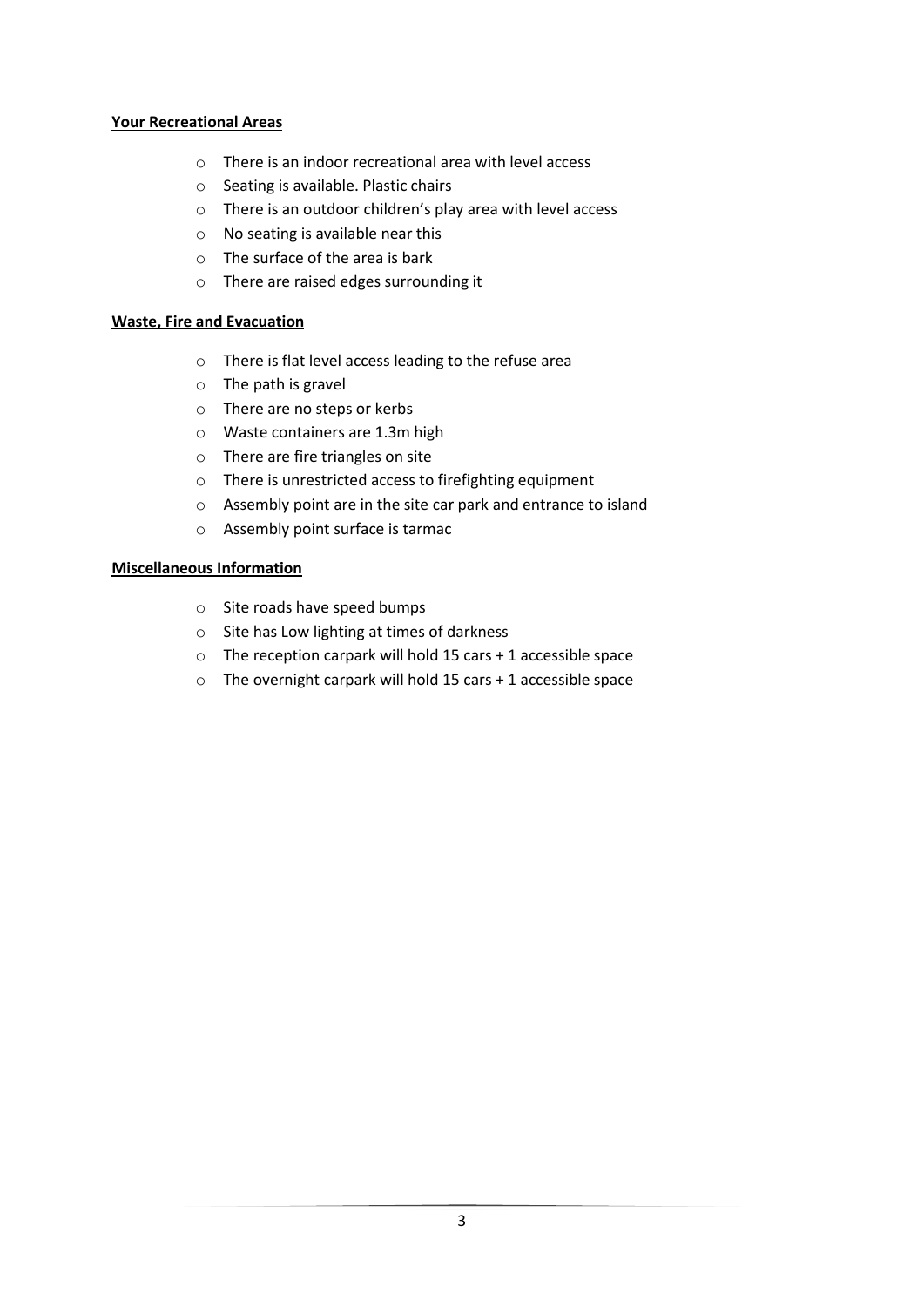**Your Recreational Areas**

- There is an indoor recreational area with level access
- Seating is available. Plastic chairs
- There is an outdoor children's play area with level access
- No seating is available near this
- The surface of the area is bark
- There are raised edges surrounding it

**Waste, Fire and Evacuation**

- There is flat level access leading to the refuse area
- The path is gravel
- There are no steps or kerbs
- Waste containers are 1.3m high
- There are fire triangles on site
- There is unrestricted access to firefighting equipment
- Assembly point are in the site car park and entrance to island
- Assembly point surface is tarmac

**Miscellaneous Information**

- Site roads have speed bumps
- Site has Low lighting at times of darkness
- The reception carpark will hold 15 cars + 1 accessible space
- The overnight carpark will hold 15 cars + 1 accessible space